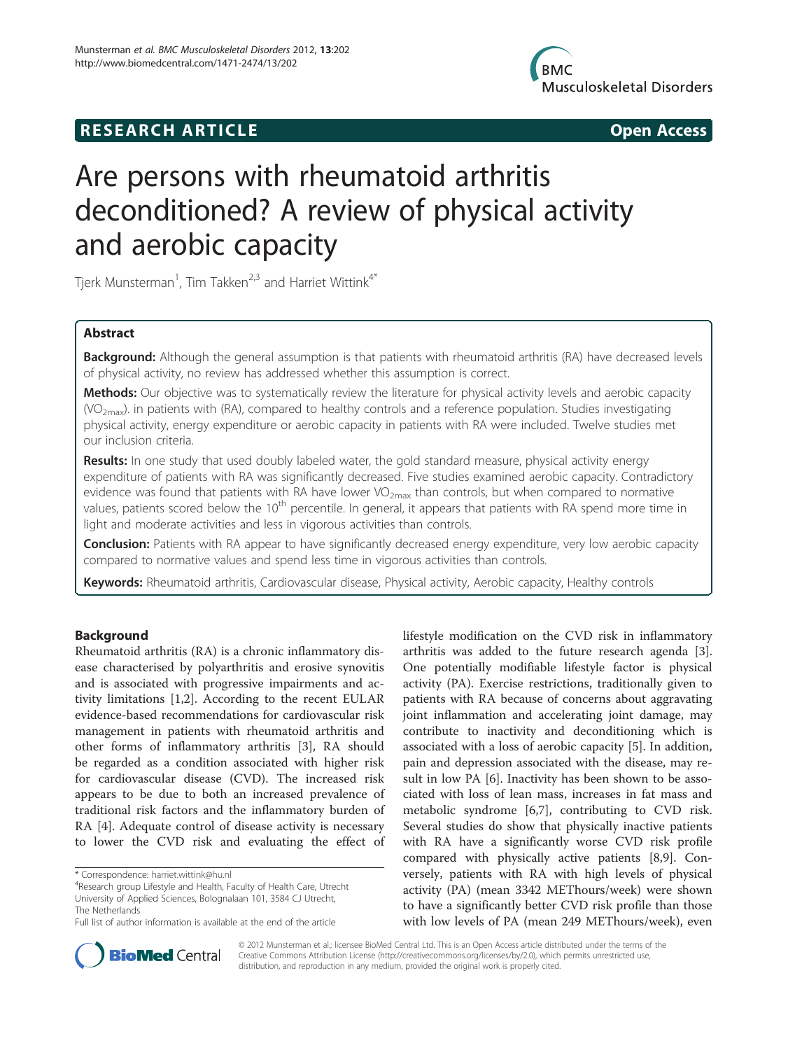**RESEARCH ARTICLE** **Open Access**

# Are persons with rheumatoid arthritis deconditioned? A review of physical activity and aerobic capacity

Tjerk Munsterman[1], Tim Takken[2,3] and Harriet Wittink[4*]

## Abstract

**Background:** Although the general assumption is that patients with rheumatoid arthritis (RA) have decreased levels of physical activity, no review has addressed whether this assumption is correct.

**Methods:** Our objective was to systematically review the literature for physical activity levels and aerobic capacity ($VO_{2max}$). in patients with (RA), compared to healthy controls and a reference population. Studies investigating physical activity, energy expenditure or aerobic capacity in patients with RA were included. Twelve studies met our inclusion criteria.

**Results:** In one study that used doubly labeled water, the gold standard measure, physical activity energy expenditure of patients with RA was significantly decreased. Five studies examined aerobic capacity. Contradictory evidence was found that patients with RA have lower $VO_{2max}$ than controls, but when compared to normative values, patients scored below the 10[th] percentile. In general, it appears that patients with RA spend more time in light and moderate activities and less in vigorous activities than controls.

**Conclusion:** Patients with RA appear to have significantly decreased energy expenditure, very low aerobic capacity compared to normative values and spend less time in vigorous activities than controls.

**Keywords:** Rheumatoid arthritis, Cardiovascular disease, Physical activity, Aerobic capacity, Healthy controls

## Background

Rheumatoid arthritis (RA) is a chronic inflammatory disease characterised by polyarthritis and erosive synovitis and is associated with progressive impairments and activity limitations [1,2]. According to the recent EULAR evidence-based recommendations for cardiovascular risk management in patients with rheumatoid arthritis and other forms of inflammatory arthritis [3], RA should be regarded as a condition associated with higher risk for cardiovascular disease (CVD). The increased risk appears to be due to both an increased prevalence of traditional risk factors and the inflammatory burden of RA [4]. Adequate control of disease activity is necessary to lower the CVD risk and evaluating the effect of lifestyle modification on the CVD risk in inflammatory arthritis was added to the future research agenda [3]. One potentially modifiable lifestyle factor is physical activity (PA). Exercise restrictions, traditionally given to patients with RA because of concerns about aggravating joint inflammation and accelerating joint damage, may contribute to inactivity and deconditioning which is associated with a loss of aerobic capacity [5]. In addition, pain and depression associated with the disease, may result in low PA [6]. Inactivity has been shown to be associated with loss of lean mass, increases in fat mass and metabolic syndrome [6,7], contributing to CVD risk. Several studies do show that physically inactive patients with RA have a significantly worse CVD risk profile compared with physically active patients [8,9]. Conversely, patients with RA with high levels of physical activity (PA) (mean 3342 METhours/week) were shown to have a significantly better CVD risk profile than those with low levels of PA (mean 249 METhours/week), even

\* Correspondence: harriet.wittink@hu.nl
[4]Research group Lifestyle and Health, Faculty of Health Care, Utrecht University of Applied Sciences, Bolognalaan 101, 3584 CJ Utrecht, The Netherlands
Full list of author information is available at the end of the article

© 2012 Munsterman et al.; licensee BioMed Central Ltd. This is an Open Access article distributed under the terms of the Creative Commons Attribution License (http://creativecommons.org/licenses/by/2.0), which permits unrestricted use, distribution, and reproduction in any medium, provided the original work is properly cited.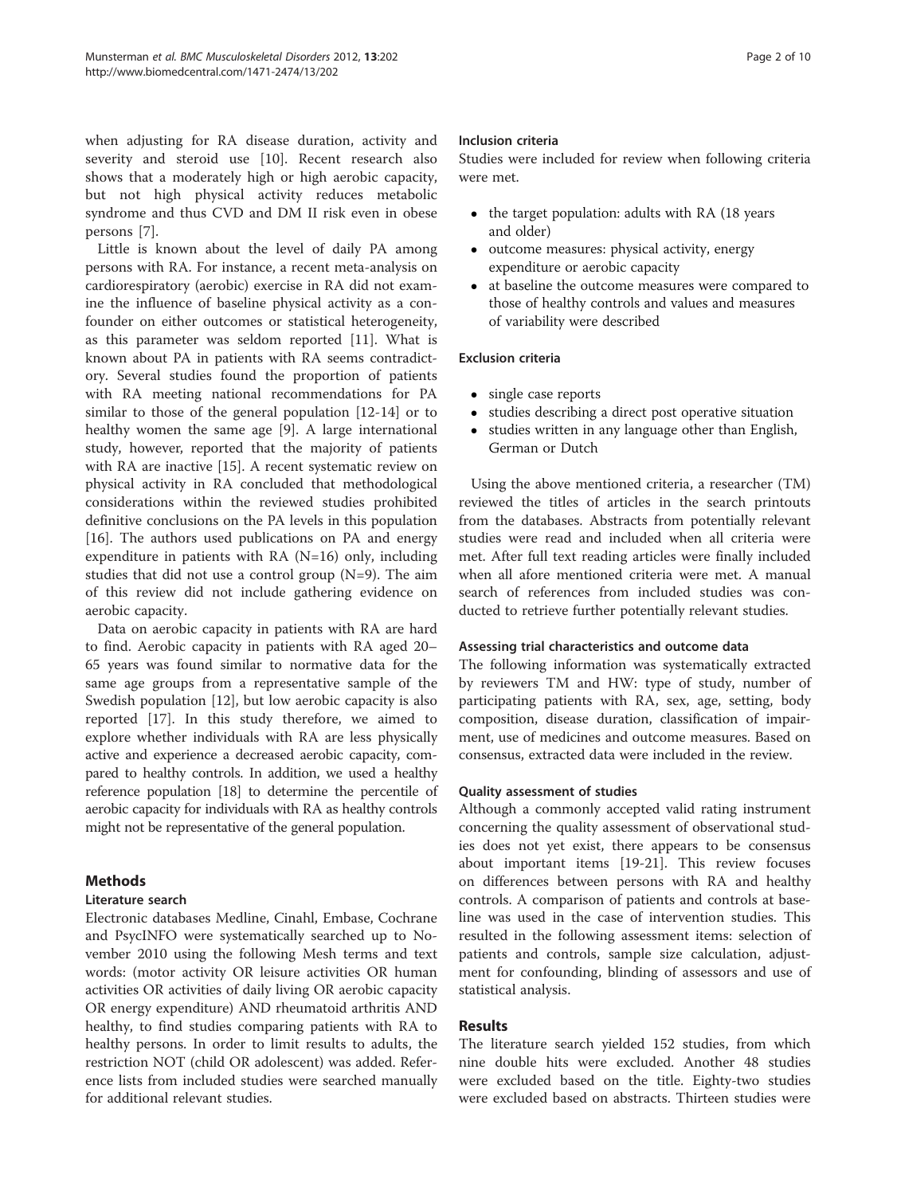when adjusting for RA disease duration, activity and severity and steroid use [10]. Recent research also shows that a moderately high or high aerobic capacity, but not high physical activity reduces metabolic syndrome and thus CVD and DM II risk even in obese persons [7].

Little is known about the level of daily PA among persons with RA. For instance, a recent meta-analysis on cardiorespiratory (aerobic) exercise in RA did not examine the influence of baseline physical activity as a confounder on either outcomes or statistical heterogeneity, as this parameter was seldom reported [11]. What is known about PA in patients with RA seems contradictory. Several studies found the proportion of patients with RA meeting national recommendations for PA similar to those of the general population [12-14] or to healthy women the same age [9]. A large international study, however, reported that the majority of patients with RA are inactive [15]. A recent systematic review on physical activity in RA concluded that methodological considerations within the reviewed studies prohibited definitive conclusions on the PA levels in this population [16]. The authors used publications on PA and energy expenditure in patients with RA (N=16) only, including studies that did not use a control group (N=9). The aim of this review did not include gathering evidence on aerobic capacity.

Data on aerobic capacity in patients with RA are hard to find. Aerobic capacity in patients with RA aged 20–65 years was found similar to normative data for the same age groups from a representative sample of the Swedish population [12], but low aerobic capacity is also reported [17]. In this study therefore, we aimed to explore whether individuals with RA are less physically active and experience a decreased aerobic capacity, compared to healthy controls. In addition, we used a healthy reference population [18] to determine the percentile of aerobic capacity for individuals with RA as healthy controls might not be representative of the general population.

## Methods

### Literature search

Electronic databases Medline, Cinahl, Embase, Cochrane and PsycINFO were systematically searched up to November 2010 using the following Mesh terms and text words: (motor activity OR leisure activities OR human activities OR activities of daily living OR aerobic capacity OR energy expenditure) AND rheumatoid arthritis AND healthy, to find studies comparing patients with RA to healthy persons. In order to limit results to adults, the restriction NOT (child OR adolescent) was added. Reference lists from included studies were searched manually for additional relevant studies.

### Inclusion criteria

Studies were included for review when following criteria were met.

- the target population: adults with RA (18 years and older)
- outcome measures: physical activity, energy expenditure or aerobic capacity
- at baseline the outcome measures were compared to those of healthy controls and values and measures of variability were described

### Exclusion criteria

- single case reports
- studies describing a direct post operative situation
- studies written in any language other than English, German or Dutch

Using the above mentioned criteria, a researcher (TM) reviewed the titles of articles in the search printouts from the databases. Abstracts from potentially relevant studies were read and included when all criteria were met. After full text reading articles were finally included when all afore mentioned criteria were met. A manual search of references from included studies was conducted to retrieve further potentially relevant studies.

### Assessing trial characteristics and outcome data

The following information was systematically extracted by reviewers TM and HW: type of study, number of participating patients with RA, sex, age, setting, body composition, disease duration, classification of impairment, use of medicines and outcome measures. Based on consensus, extracted data were included in the review.

### Quality assessment of studies

Although a commonly accepted valid rating instrument concerning the quality assessment of observational studies does not yet exist, there appears to be consensus about important items [19-21]. This review focuses on differences between persons with RA and healthy controls. A comparison of patients and controls at baseline was used in the case of intervention studies. This resulted in the following assessment items: selection of patients and controls, sample size calculation, adjustment for confounding, blinding of assessors and use of statistical analysis.

## Results

The literature search yielded 152 studies, from which nine double hits were excluded. Another 48 studies were excluded based on the title. Eighty-two studies were excluded based on abstracts. Thirteen studies were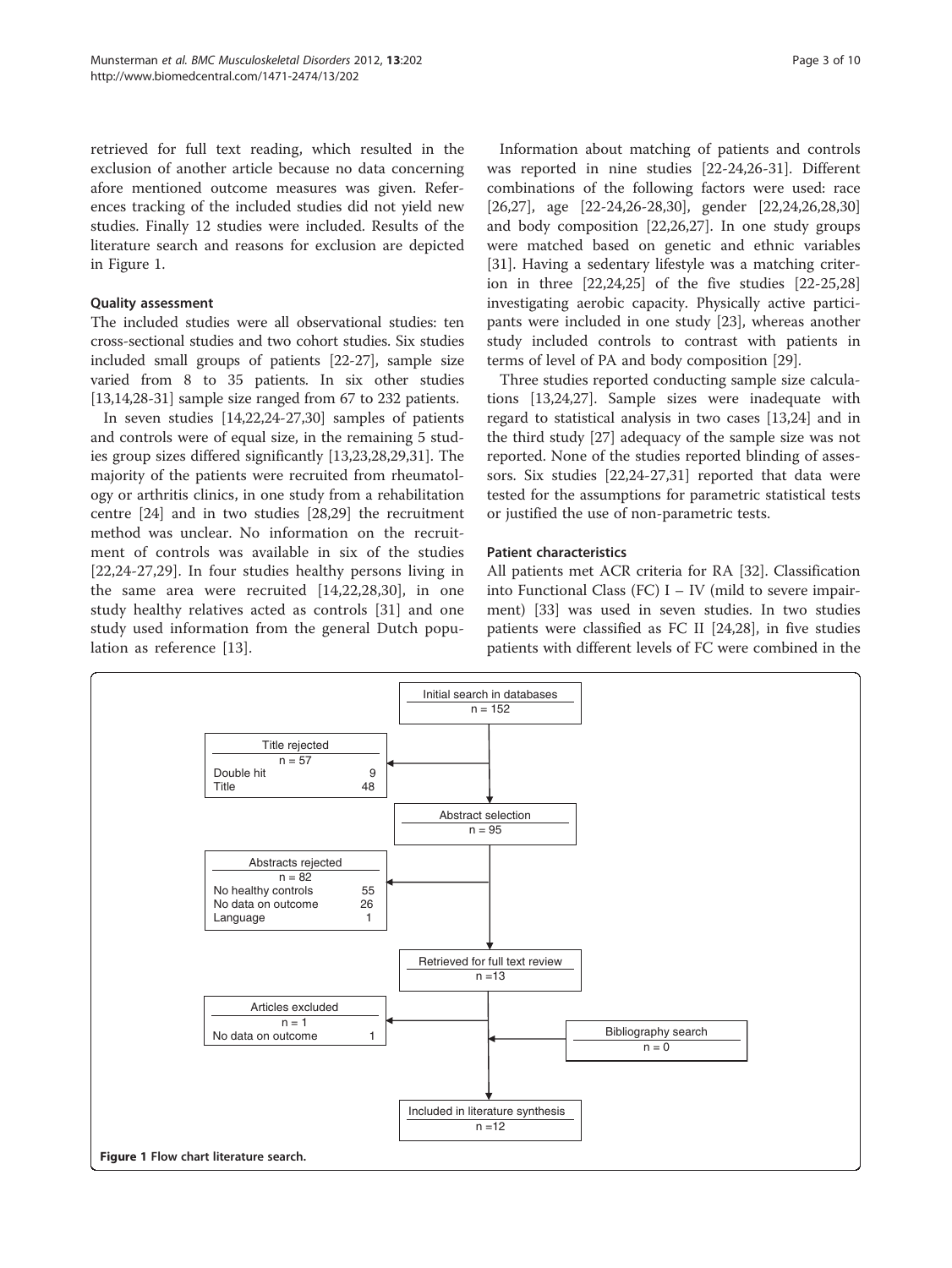retrieved for full text reading, which resulted in the exclusion of another article because no data concerning afore mentioned outcome measures was given. References tracking of the included studies did not yield new studies. Finally 12 studies were included. Results of the literature search and reasons for exclusion are depicted in Figure 1.

### Quality assessment

The included studies were all observational studies: ten cross-sectional studies and two cohort studies. Six studies included small groups of patients [22-27], sample size varied from 8 to 35 patients. In six other studies [13,14,28-31] sample size ranged from 67 to 232 patients.

In seven studies [14,22,24-27,30] samples of patients and controls were of equal size, in the remaining 5 studies group sizes differed significantly [13,23,28,29,31]. The majority of the patients were recruited from rheumatology or arthritis clinics, in one study from a rehabilitation centre [24] and in two studies [28,29] the recruitment method was unclear. No information on the recruitment of controls was available in six of the studies [22,24-27,29]. In four studies healthy persons living in the same area were recruited [14,22,28,30], in one study healthy relatives acted as controls [31] and one study used information from the general Dutch population as reference [13].

Information about matching of patients and controls was reported in nine studies [22-24,26-31]. Different combinations of the following factors were used: race [26,27], age [22-24,26-28,30], gender [22,24,26,28,30] and body composition [22,26,27]. In one study groups were matched based on genetic and ethnic variables [31]. Having a sedentary lifestyle was a matching criterion in three [22,24,25] of the five studies [22-25,28] investigating aerobic capacity. Physically active participants were included in one study [23], whereas another study included controls to contrast with patients in terms of level of PA and body composition [29].

Three studies reported conducting sample size calculations [13,24,27]. Sample sizes were inadequate with regard to statistical analysis in two cases [13,24] and in the third study [27] adequacy of the sample size was not reported. None of the studies reported blinding of assessors. Six studies [22,24-27,31] reported that data were tested for the assumptions for parametric statistical tests or justified the use of non-parametric tests.

### Patient characteristics

All patients met ACR criteria for RA [32]. Classification into Functional Class (FC) I – IV (mild to severe impairment) [33] was used in seven studies. In two studies patients were classified as FC II [24,28], in five studies patients with different levels of FC were combined in the

Initial search in databases: n = 152
Title rejected: n = 57 (Double hit 9; Title 48)
Abstract selection: n = 95
Abstracts rejected: n = 82 (No healthy controls 55; No data on outcome 26; Language 1)
Retrieved for full text review: n = 13
Articles excluded: n = 1 (No data on outcome 1)
Bibliography search: n = 0
Included in literature synthesis: n = 12

**Figure 1** Flow chart literature search.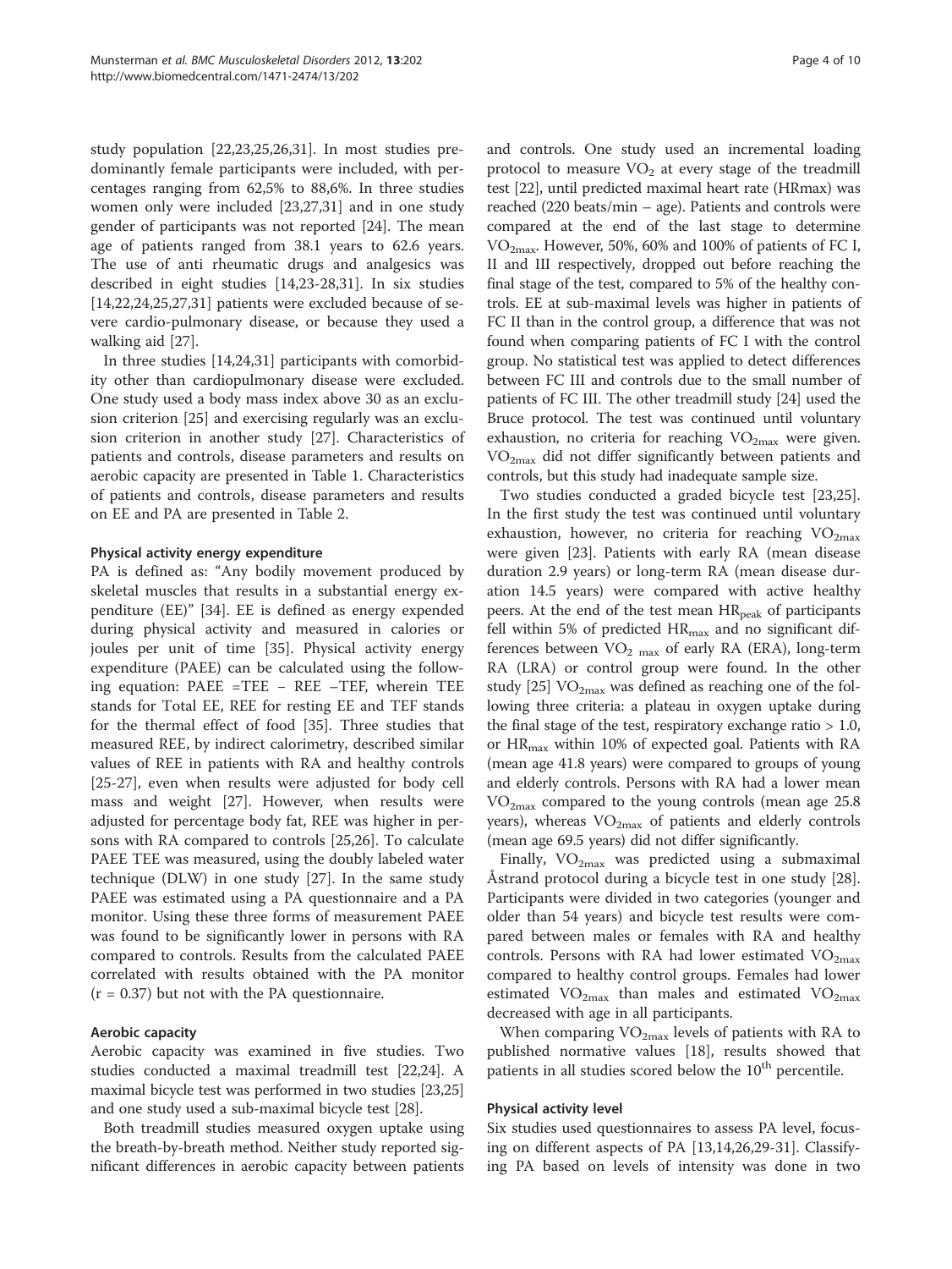study population [22,23,25,26,31]. In most studies predominantly female participants were included, with percentages ranging from 62,5% to 88,6%. In three studies women only were included [23,27,31] and in one study gender of participants was not reported [24]. The mean age of patients ranged from 38.1 years to 62.6 years. The use of anti rheumatic drugs and analgesics was described in eight studies [14,23-28,31]. In six studies [14,22,24,25,27,31] patients were excluded because of severe cardio-pulmonary disease, or because they used a walking aid [27].

In three studies [14,24,31] participants with comorbidity other than cardiopulmonary disease were excluded. One study used a body mass index above 30 as an exclusion criterion [25] and exercising regularly was an exclusion criterion in another study [27]. Characteristics of patients and controls, disease parameters and results on aerobic capacity are presented in Table 1. Characteristics of patients and controls, disease parameters and results on EE and PA are presented in Table 2.

#### Physical activity energy expenditure

PA is defined as: "Any bodily movement produced by skeletal muscles that results in a substantial energy expenditure (EE)" [34]. EE is defined as energy expended during physical activity and measured in calories or joules per unit of time [35]. Physical activity energy expenditure (PAEE) can be calculated using the following equation: PAEE =TEE − REE −TEF, wherein TEE stands for Total EE, REE for resting EE and TEF stands for the thermal effect of food [35]. Three studies that measured REE, by indirect calorimetry, described similar values of REE in patients with RA and healthy controls [25-27], even when results were adjusted for body cell mass and weight [27]. However, when results were adjusted for percentage body fat, REE was higher in persons with RA compared to controls [25,26]. To calculate PAEE TEE was measured, using the doubly labeled water technique (DLW) in one study [27]. In the same study PAEE was estimated using a PA questionnaire and a PA monitor. Using these three forms of measurement PAEE was found to be significantly lower in persons with RA compared to controls. Results from the calculated PAEE correlated with results obtained with the PA monitor ($r = 0.37$) but not with the PA questionnaire.

#### Aerobic capacity

Aerobic capacity was examined in five studies. Two studies conducted a maximal treadmill test [22,24]. A maximal bicycle test was performed in two studies [23,25] and one study used a sub-maximal bicycle test [28].

Both treadmill studies measured oxygen uptake using the breath-by-breath method. Neither study reported significant differences in aerobic capacity between patients and controls. One study used an incremental loading protocol to measure $VO_2$ at every stage of the treadmill test [22], until predicted maximal heart rate (HRmax) was reached (220 beats/min – age). Patients and controls were compared at the end of the last stage to determine $VO_{2max}$. However, 50%, 60% and 100% of patients of FC I, II and III respectively, dropped out before reaching the final stage of the test, compared to 5% of the healthy controls. EE at sub-maximal levels was higher in patients of FC II than in the control group, a difference that was not found when comparing patients of FC I with the control group. No statistical test was applied to detect differences between FC III and controls due to the small number of patients of FC III. The other treadmill study [24] used the Bruce protocol. The test was continued until voluntary exhaustion, no criteria for reaching $VO_{2max}$ were given. $VO_{2max}$ did not differ significantly between patients and controls, but this study had inadequate sample size.

Two studies conducted a graded bicycle test [23,25]. In the first study the test was continued until voluntary exhaustion, however, no criteria for reaching $VO_{2max}$ were given [23]. Patients with early RA (mean disease duration 2.9 years) or long-term RA (mean disease duration 14.5 years) were compared with active healthy peers. At the end of the test mean $HR_{peak}$ of participants fell within 5% of predicted $HR_{max}$ and no significant differences between $VO_{2\ max}$ of early RA (ERA), long-term RA (LRA) or control group were found. In the other study [25] $VO_{2max}$ was defined as reaching one of the following three criteria: a plateau in oxygen uptake during the final stage of the test, respiratory exchange ratio > 1.0, or $HR_{max}$ within 10% of expected goal. Patients with RA (mean age 41.8 years) were compared to groups of young and elderly controls. Persons with RA had a lower mean $VO_{2max}$ compared to the young controls (mean age 25.8 years), whereas $VO_{2max}$ of patients and elderly controls (mean age 69.5 years) did not differ significantly.

Finally, $VO_{2max}$ was predicted using a submaximal Åstrand protocol during a bicycle test in one study [28]. Participants were divided in two categories (younger and older than 54 years) and bicycle test results were compared between males or females with RA and healthy controls. Persons with RA had lower estimated $VO_{2max}$ compared to healthy control groups. Females had lower estimated $VO_{2max}$ than males and estimated $VO_{2max}$ decreased with age in all participants.

When comparing $VO_{2max}$ levels of patients with RA to published normative values [18], results showed that patients in all studies scored below the 10[th] percentile.

#### Physical activity level

Six studies used questionnaires to assess PA level, focusing on different aspects of PA [13,14,26,29-31]. Classifying PA based on levels of intensity was done in two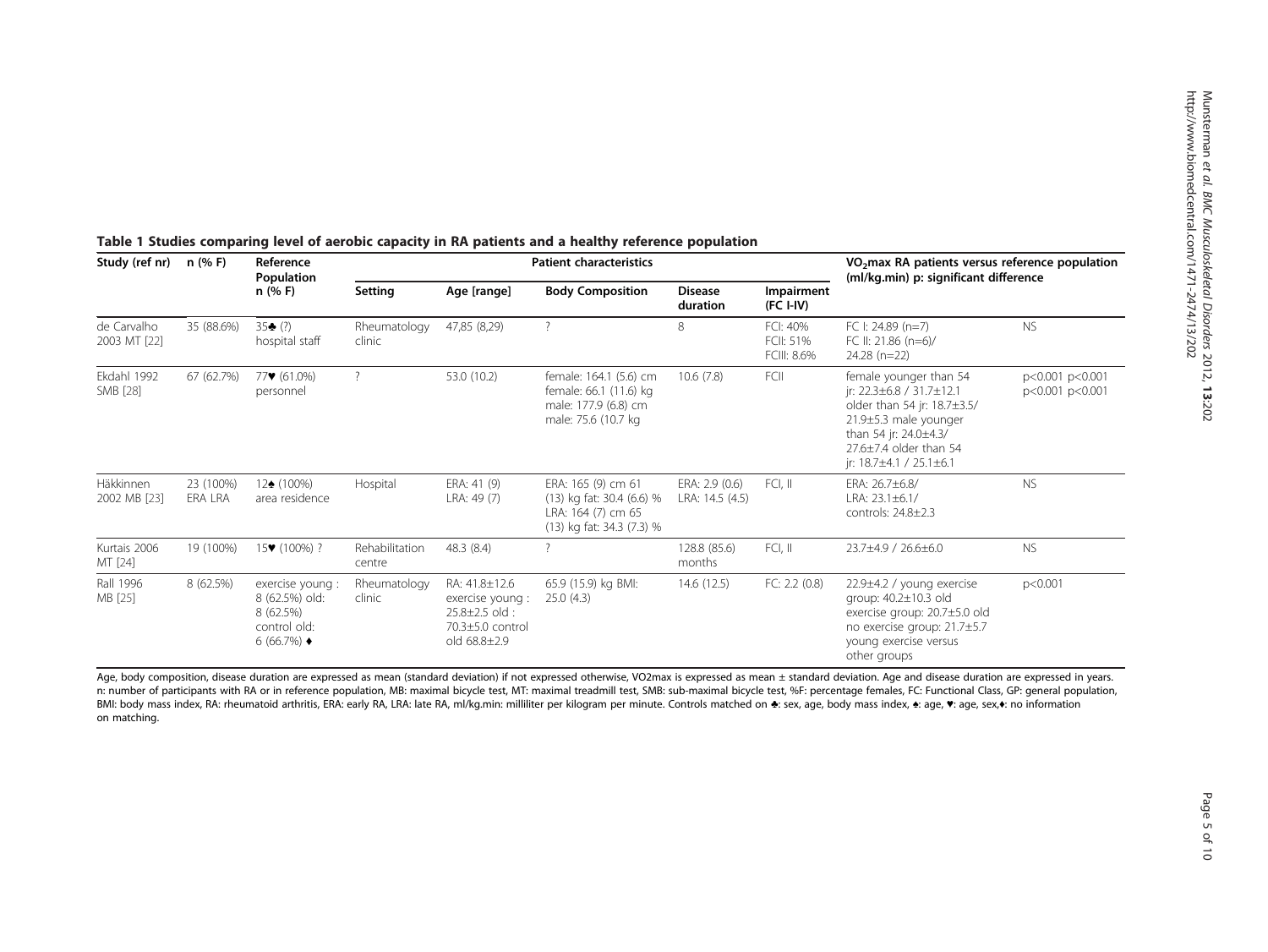**Table 1 Studies comparing level of aerobic capacity in RA patients and a healthy reference population**

| Study (ref nr) | n (% F) | Reference Population n (% F) | Patient characteristics | | | | | $VO_2$max RA patients versus reference population (ml/kg.min) p: significant difference | |
|---|---|---|---|---|---|---|---|---|---|
| | | | Setting | Age [range] | Body Composition | Disease duration | Impairment (FC I-IV) | | |
| de Carvalho 2003 MT [22] | 35 (88.6%) | 35♣ (?) hospital staff | Rheumatology clinic | 47,85 (8,29) | ? | 8 | FCI: 40% FCII: 51% FCIII: 8.6% | FC I: 24.89 (n=7) FC II: 21.86 (n=6)/ 24.28 (n=22) | NS |
| Ekdahl 1992 SMB [28] | 67 (62.7%) | 77♥ (61.0%) personnel | ? | 53.0 (10.2) | female: 164.1 (5.6) cm female: 66.1 (11.6) kg male: 177.9 (6.8) cm male: 75.6 (10.7 kg | 10.6 (7.8) | FCII | female younger than 54 jr: 22.3±6.8 / 31.7±12.1 older than 54 jr: 18.7±3.5/ 21.9±5.3 male younger than 54 jr: 24.0±4.3/ 27.6±7.4 older than 54 jr: 18.7±4.1 / 25.1±6.1 | p<0.001 p<0.001 p<0.001 p<0.001 |
| Häkkinen 2002 MB [23] | 23 (100%) ERA LRA | 12♠ (100%) area residence | Hospital | ERA: 41 (9) LRA: 49 (7) | ERA: 165 (9) cm 61 (13) kg fat: 30.4 (6.6) % LRA: 164 (7) cm 65 (13) kg fat: 34.3 (7.3) % | ERA: 2.9 (0.6) LRA: 14.5 (4.5) | FCI, II | ERA: 26.7±6.8/ LRA: 23.1±6.1/ controls: 24.8±2.3 | NS |
| Kurtais 2006 MT [24] | 19 (100%) | 15♥ (100%) ? | Rehabilitation centre | 48.3 (8.4) | ? | 128.8 (85.6) months | FCI, II | 23.7±4.9 / 26.6±6.0 | NS |
| Rall 1996 MB [25] | 8 (62.5%) | exercise young : 8 (62.5%) old: 8 (62.5%) control old: 6 (66.7%) ♦ | Rheumatology clinic | RA: 41.8±12.6 exercise young : 25.8±2.5 old : 70.3±5.0 control old 68.8±2.9 | 65.9 (15.9) kg BMI: 25.0 (4.3) | 14.6 (12.5) | FC: 2.2 (0.8) | 22.9±4.2 / young exercise group: 40.2±10.3 old exercise group: 20.7±5.0 old no exercise group: 21.7±5.7 young exercise versus other groups | p<0.001 |

Age, body composition, disease duration are expressed as mean (standard deviation) if not expressed otherwise, VO2max is expressed as mean ± standard deviation. Age and disease duration are expressed in years. n: number of participants with RA or in reference population, MB: maximal bicycle test, MT: maximal treadmill test, SMB: sub-maximal bicycle test, %F: percentage females, FC: Functional Class, GP: general population, BMI: body mass index, RA: rheumatoid arthritis, ERA: early RA, LRA: late RA, ml/kg.min: milliliter per kilogram per minute. Controls matched on ♣: sex, age, body mass index, ♠: age, ♥: age, sex,♦: no information on matching.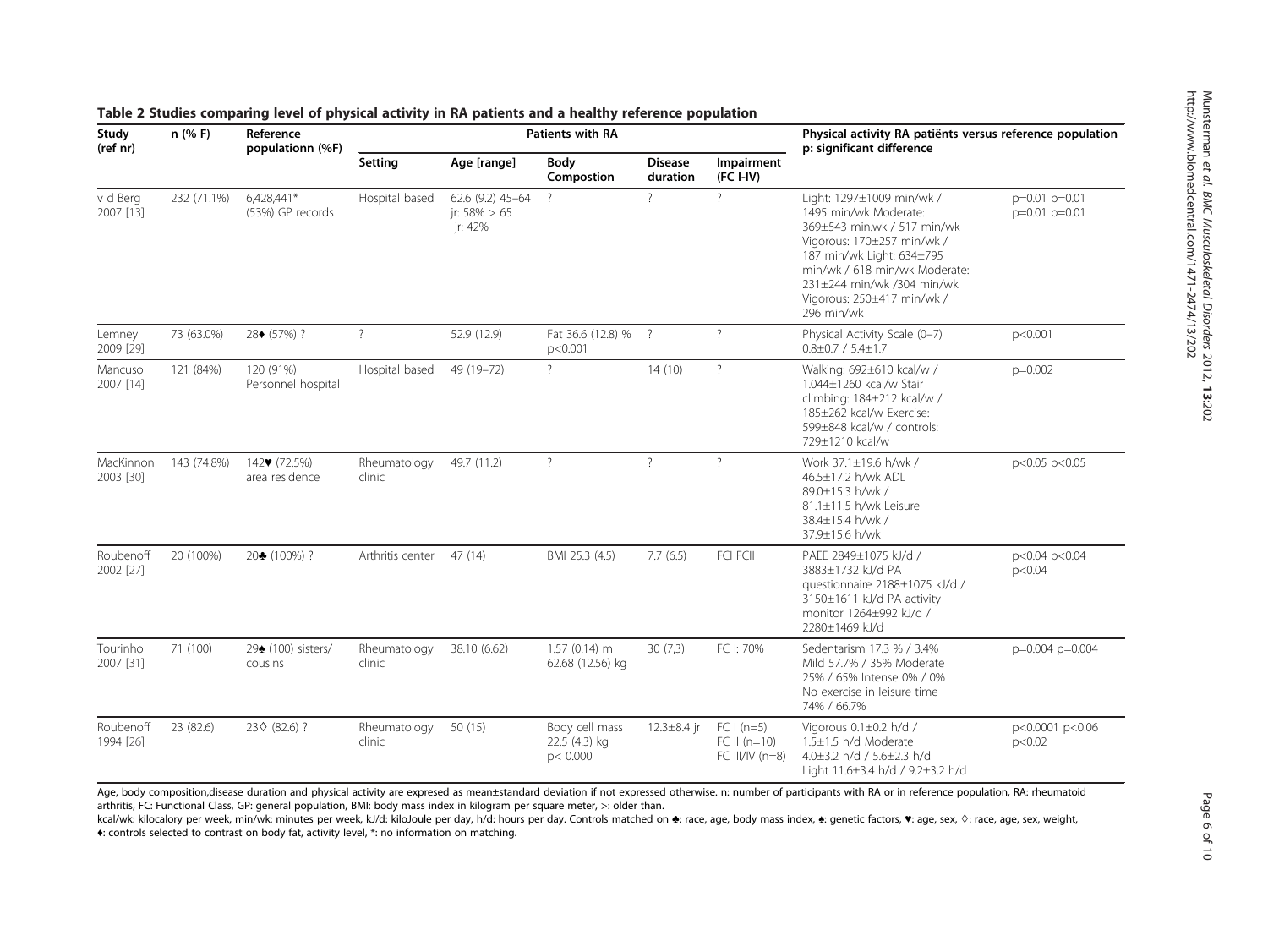**Table 2 Studies comparing level of physical activity in RA patients and a healthy reference population**

| Study (ref nr) | n (% F) | Reference populationn (%F) | Patients with RA | | | | | Physical activity RA patiënts versus reference population p: significant difference | |
|---|---|---|---|---|---|---|---|---|---|
| | | | Setting | Age [range] | Body Compostion | Disease duration | Impairment (FC I-IV) | | |
| v d Berg 2007 [13] | 232 (71.1%) | 6,428,441* (53%) GP records | Hospital based | 62.6 (9.2) 45–64 jr: 58% > 65 jr: 42% | ? | ? | ? | Light: 1297±1009 min/wk / 1495 min/wk Moderate: 369±543 min.wk / 517 min/wk Vigorous: 170±257 min/wk / 187 min/wk Light: 634±795 min/wk / 618 min/wk Moderate: 231±244 min/wk /304 min/wk Vigorous: 250±417 min/wk / 296 min/wk | p=0.01 p=0.01 p=0.01 p=0.01 |
| Lemney 2009 [29] | 73 (63.0%) | 28♦ (57%) ? | ? | 52.9 (12.9) | Fat 36.6 (12.8) % p<0.001 | ? | ? | Physical Activity Scale (0–7) 0.8±0.7 / 5.4±1.7 | p<0.001 |
| Mancuso 2007 [14] | 121 (84%) | 120 (91%) Personnel hospital | Hospital based | 49 (19–72) | ? | 14 (10) | ? | Walking: 692±610 kcal/w / 1.044±1260 kcal/w Stair climbing: 184±212 kcal/w / 185±262 kcal/w Exercise: 599±848 kcal/w / controls: 729±1210 kcal/w | p=0.002 |
| MacKinnon 2003 [30] | 143 (74.8%) | 142♥ (72.5%) area residence | Rheumatology clinic | 49.7 (11.2) | ? | ? | ? | Work 37.1±19.6 h/wk / 46.5±17.2 h/wk ADL 89.0±15.3 h/wk / 81.1±11.5 h/wk Leisure 38.4±15.4 h/wk / 37.9±15.6 h/wk | p<0.05 p<0.05 |
| Roubenoff 2002 [27] | 20 (100%) | 20♣ (100%) ? | Arthritis center | 47 (14) | BMI 25.3 (4.5) | 7.7 (6.5) | FCI FCII | PAEE 2849±1075 kJ/d / 3883±1732 kJ/d PA questionnaire 2188±1075 kJ/d / 3150±1611 kJ/d PA activity monitor 1264±992 kJ/d / 2280±1469 kJ/d | p<0.04 p<0.04 p<0.04 |
| Tourinho 2007 [31] | 71 (100) | 29♠ (100) sisters/ cousins | Rheumatology clinic | 38.10 (6.62) | 1.57 (0.14) m 62.68 (12.56) kg | 30 (7,3) | FC I: 70% | Sedentarism 17.3 % / 3.4% Mild 57.7% / 35% Moderate 25% / 65% Intense 0% / 0% No exercise in leisure time 74% / 66.7% | p=0.004 p=0.004 |
| Roubenoff 1994 [26] | 23 (82.6) | 23◊ (82.6) ? | Rheumatology clinic | 50 (15) | Body cell mass 22.5 (4.3) kg p< 0.000 | 12.3±8.4 jr | FC I (n=5) FC II (n=10) FC III/IV (n=8) | Vigorous 0.1±0.2 h/d / 1.5±1.5 h/d Moderate 4.0±3.2 h/d / 5.6±2.3 h/d Light 11.6±3.4 h/d / 9.2±3.2 h/d | p<0.0001 p<0.06 p<0.02 |

Age, body composition,disease duration and physical activity are expresed as mean±standard deviation if not expressed otherwise. n: number of participants with RA or in reference population, RA: rheumatoid arthritis, FC: Functional Class, GP: general population, BMI: body mass index in kilogram per square meter, >: older than.
kcal/wk: kilocalory per week, min/wk: minutes per week, kJ/d: kiloJoule per day, h/d: hours per day. Controls matched on ♣: race, age, body mass index, ♠: genetic factors, ♥: age, sex, ◊: race, age, sex, weight, ♦: controls selected to contrast on body fat, activity level, *: no information on matching.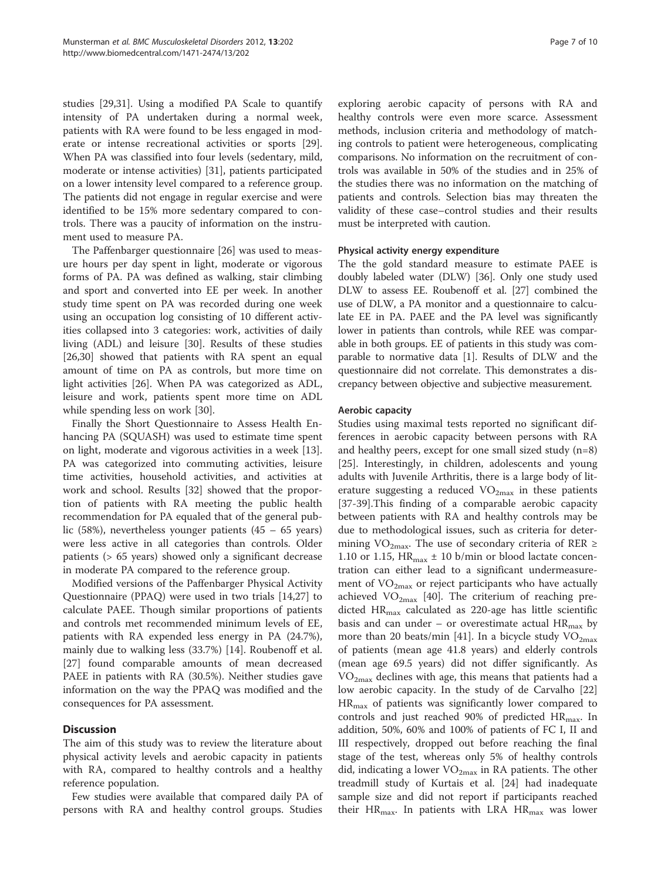studies [29,31]. Using a modified PA Scale to quantify intensity of PA undertaken during a normal week, patients with RA were found to be less engaged in moderate or intense recreational activities or sports [29]. When PA was classified into four levels (sedentary, mild, moderate or intense activities) [31], patients participated on a lower intensity level compared to a reference group. The patients did not engage in regular exercise and were identified to be 15% more sedentary compared to controls. There was a paucity of information on the instrument used to measure PA.

The Paffenbarger questionnaire [26] was used to measure hours per day spent in light, moderate or vigorous forms of PA. PA was defined as walking, stair climbing and sport and converted into EE per week. In another study time spent on PA was recorded during one week using an occupation log consisting of 10 different activities collapsed into 3 categories: work, activities of daily living (ADL) and leisure [30]. Results of these studies [26,30] showed that patients with RA spent an equal amount of time on PA as controls, but more time on light activities [26]. When PA was categorized as ADL, leisure and work, patients spent more time on ADL while spending less on work [30].

Finally the Short Questionnaire to Assess Health Enhancing PA (SQUASH) was used to estimate time spent on light, moderate and vigorous activities in a week [13]. PA was categorized into commuting activities, leisure time activities, household activities, and activities at work and school. Results [32] showed that the proportion of patients with RA meeting the public health recommendation for PA equaled that of the general public (58%), nevertheless younger patients (45 – 65 years) were less active in all categories than controls. Older patients (> 65 years) showed only a significant decrease in moderate PA compared to the reference group.

Modified versions of the Paffenbarger Physical Activity Questionnaire (PPAQ) were used in two trials [14,27] to calculate PAEE. Though similar proportions of patients and controls met recommended minimum levels of EE, patients with RA expended less energy in PA (24.7%), mainly due to walking less (33.7%) [14]. Roubenoff et al. [27] found comparable amounts of mean decreased PAEE in patients with RA (30.5%). Neither studies gave information on the way the PPAQ was modified and the consequences for PA assessment.

## Discussion

The aim of this study was to review the literature about physical activity levels and aerobic capacity in patients with RA, compared to healthy controls and a healthy reference population.

Few studies were available that compared daily PA of persons with RA and healthy control groups. Studies exploring aerobic capacity of persons with RA and healthy controls were even more scarce. Assessment methods, inclusion criteria and methodology of matching controls to patient were heterogeneous, complicating comparisons. No information on the recruitment of controls was available in 50% of the studies and in 25% of the studies there was no information on the matching of patients and controls. Selection bias may threaten the validity of these case–control studies and their results must be interpreted with caution.

### Physical activity energy expenditure

The the gold standard measure to estimate PAEE is doubly labeled water (DLW) [36]. Only one study used DLW to assess EE. Roubenoff et al. [27] combined the use of DLW, a PA monitor and a questionnaire to calculate EE in PA. PAEE and the PA level was significantly lower in patients than controls, while REE was comparable in both groups. EE of patients in this study was comparable to normative data [1]. Results of DLW and the questionnaire did not correlate. This demonstrates a discrepancy between objective and subjective measurement.

### Aerobic capacity

Studies using maximal tests reported no significant differences in aerobic capacity between persons with RA and healthy peers, except for one small sized study (n=8) [25]. Interestingly, in children, adolescents and young adults with Juvenile Arthritis, there is a large body of literature suggesting a reduced $VO_{2max}$ in these patients [37-39].This finding of a comparable aerobic capacity between patients with RA and healthy controls may be due to methodological issues, such as criteria for determining $VO_{2max}$. The use of secondary criteria of RER ≥ 1.10 or 1.15, $HR_{max}$ ± 10 b/min or blood lactate concentration can either lead to a significant undermeasurement of $VO_{2max}$ or reject participants who have actually achieved $VO_{2max}$ [40]. The criterium of reaching predicted $HR_{max}$ calculated as 220-age has little scientific basis and can under – or overestimate actual $HR_{max}$ by more than 20 beats/min [41]. In a bicycle study $VO_{2max}$ of patients (mean age 41.8 years) and elderly controls (mean age 69.5 years) did not differ significantly. As $VO_{2max}$ declines with age, this means that patients had a low aerobic capacity. In the study of de Carvalho [22] $HR_{max}$ of patients was significantly lower compared to controls and just reached 90% of predicted $HR_{max}$. In addition, 50%, 60% and 100% of patients of FC I, II and III respectively, dropped out before reaching the final stage of the test, whereas only 5% of healthy controls did, indicating a lower $VO_{2max}$ in RA patients. The other treadmill study of Kurtais et al. [24] had inadequate sample size and did not report if participants reached their $HR_{max}$. In patients with LRA $HR_{max}$ was lower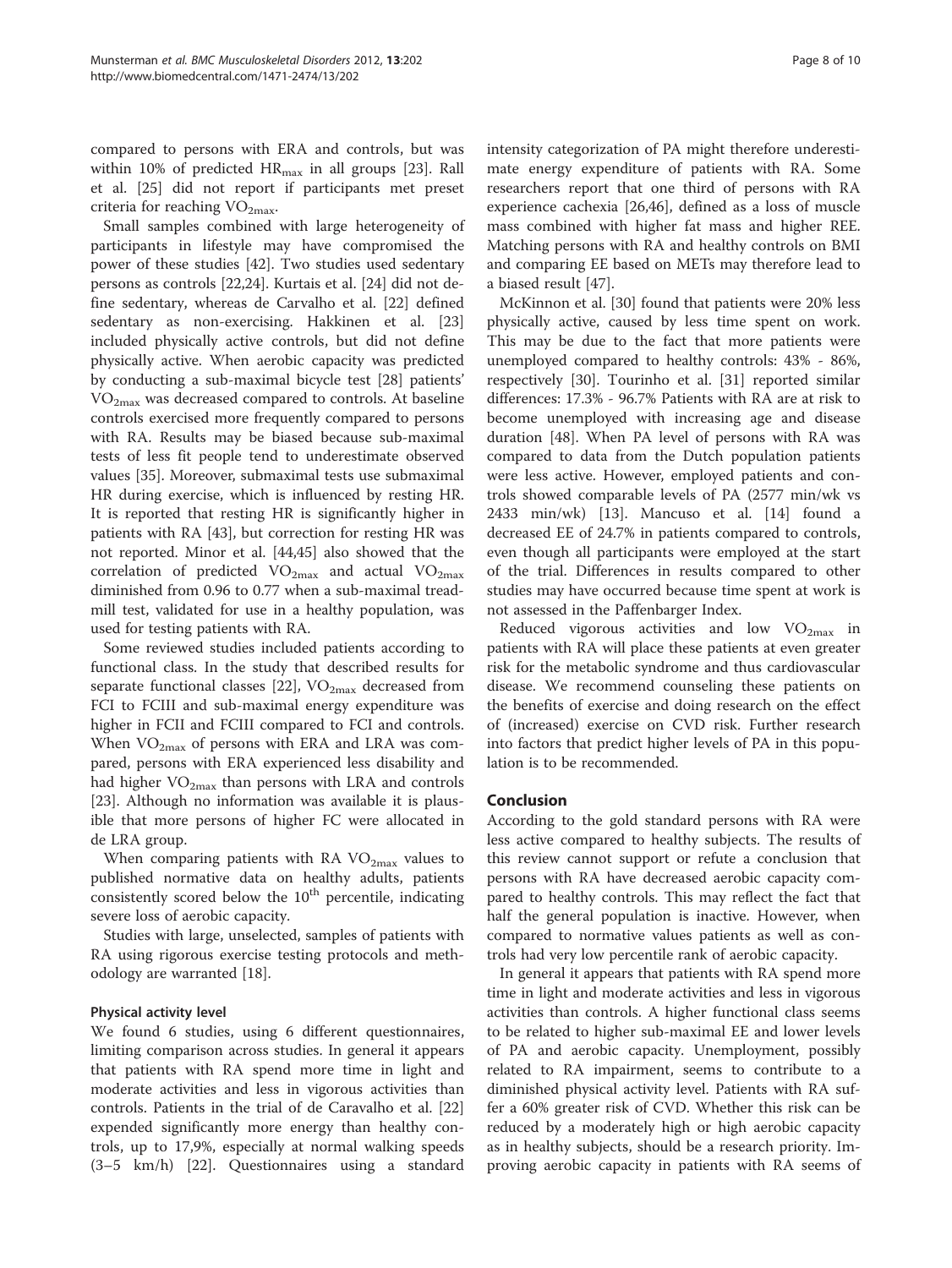compared to persons with ERA and controls, but was within 10% of predicted $HR_{max}$ in all groups [23]. Rall et al. [25] did not report if participants met preset criteria for reaching $VO_{2max}$.

Small samples combined with large heterogeneity of participants in lifestyle may have compromised the power of these studies [42]. Two studies used sedentary persons as controls [22,24]. Kurtais et al. [24] did not define sedentary, whereas de Carvalho et al. [22] defined sedentary as non-exercising. Hakkinen et al. [23] included physically active controls, but did not define physically active. When aerobic capacity was predicted by conducting a sub-maximal bicycle test [28] patients' $VO_{2max}$ was decreased compared to controls. At baseline controls exercised more frequently compared to persons with RA. Results may be biased because sub-maximal tests of less fit people tend to underestimate observed values [35]. Moreover, submaximal tests use submaximal HR during exercise, which is influenced by resting HR. It is reported that resting HR is significantly higher in patients with RA [43], but correction for resting HR was not reported. Minor et al. [44,45] also showed that the correlation of predicted $VO_{2max}$ and actual $VO_{2max}$ diminished from 0.96 to 0.77 when a sub-maximal treadmill test, validated for use in a healthy population, was used for testing patients with RA.

Some reviewed studies included patients according to functional class. In the study that described results for separate functional classes [22], $VO_{2max}$ decreased from FCI to FCIII and sub-maximal energy expenditure was higher in FCII and FCIII compared to FCI and controls. When $VO_{2max}$ of persons with ERA and LRA was compared, persons with ERA experienced less disability and had higher $VO_{2max}$ than persons with LRA and controls [23]. Although no information was available it is plausible that more persons of higher FC were allocated in de LRA group.

When comparing patients with RA $VO_{2max}$ values to published normative data on healthy adults, patients consistently scored below the $10^{th}$ percentile, indicating severe loss of aerobic capacity.

Studies with large, unselected, samples of patients with RA using rigorous exercise testing protocols and methodology are warranted [18].

### Physical activity level

We found 6 studies, using 6 different questionnaires, limiting comparison across studies. In general it appears that patients with RA spend more time in light and moderate activities and less in vigorous activities than controls. Patients in the trial of de Caravalho et al. [22] expended significantly more energy than healthy controls, up to 17,9%, especially at normal walking speeds (3–5 km/h) [22]. Questionnaires using a standard intensity categorization of PA might therefore underestimate energy expenditure of patients with RA. Some researchers report that one third of persons with RA experience cachexia [26,46], defined as a loss of muscle mass combined with higher fat mass and higher REE. Matching persons with RA and healthy controls on BMI and comparing EE based on METs may therefore lead to a biased result [47].

McKinnon et al. [30] found that patients were 20% less physically active, caused by less time spent on work. This may be due to the fact that more patients were unemployed compared to healthy controls: 43% - 86%, respectively [30]. Tourinho et al. [31] reported similar differences: 17.3% - 96.7% Patients with RA are at risk to become unemployed with increasing age and disease duration [48]. When PA level of persons with RA was compared to data from the Dutch population patients were less active. However, employed patients and controls showed comparable levels of PA (2577 min/wk vs 2433 min/wk) [13]. Mancuso et al. [14] found a decreased EE of 24.7% in patients compared to controls, even though all participants were employed at the start of the trial. Differences in results compared to other studies may have occurred because time spent at work is not assessed in the Paffenbarger Index.

Reduced vigorous activities and low $VO_{2max}$ in patients with RA will place these patients at even greater risk for the metabolic syndrome and thus cardiovascular disease. We recommend counseling these patients on the benefits of exercise and doing research on the effect of (increased) exercise on CVD risk. Further research into factors that predict higher levels of PA in this population is to be recommended.

## Conclusion

According to the gold standard persons with RA were less active compared to healthy subjects. The results of this review cannot support or refute a conclusion that persons with RA have decreased aerobic capacity compared to healthy controls. This may reflect the fact that half the general population is inactive. However, when compared to normative values patients as well as controls had very low percentile rank of aerobic capacity.

In general it appears that patients with RA spend more time in light and moderate activities and less in vigorous activities than controls. A higher functional class seems to be related to higher sub-maximal EE and lower levels of PA and aerobic capacity. Unemployment, possibly related to RA impairment, seems to contribute to a diminished physical activity level. Patients with RA suffer a 60% greater risk of CVD. Whether this risk can be reduced by a moderately high or high aerobic capacity as in healthy subjects, should be a research priority. Improving aerobic capacity in patients with RA seems of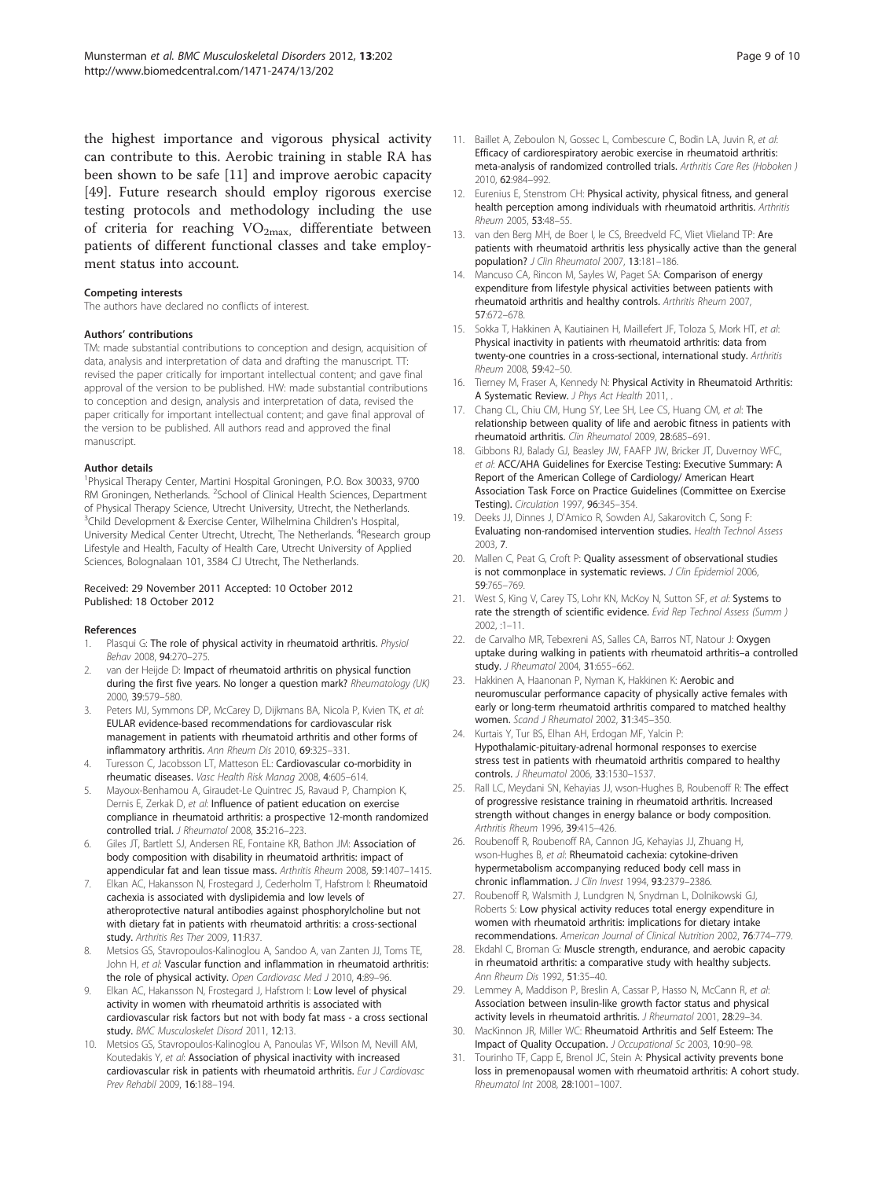the highest importance and vigorous physical activity can contribute to this. Aerobic training in stable RA has been shown to be safe [11] and improve aerobic capacity [49]. Future research should employ rigorous exercise testing protocols and methodology including the use of criteria for reaching $VO_{2max,}$ differentiate between patients of different functional classes and take employment status into account.

#### Competing interests

The authors have declared no conflicts of interest.

#### Authors' contributions

TM: made substantial contributions to conception and design, acquisition of data, analysis and interpretation of data and drafting the manuscript. TT: revised the paper critically for important intellectual content; and gave final approval of the version to be published. HW: made substantial contributions to conception and design, analysis and interpretation of data, revised the paper critically for important intellectual content; and gave final approval of the version to be published. All authors read and approved the final manuscript.

#### Author details

[1]Physical Therapy Center, Martini Hospital Groningen, P.O. Box 30033, 9700 RM Groningen, Netherlands. [2]School of Clinical Health Sciences, Department of Physical Therapy Science, Utrecht University, Utrecht, the Netherlands. [3]Child Development & Exercise Center, Wilhelmina Children's Hospital, University Medical Center Utrecht, Utrecht, The Netherlands. [4]Research group Lifestyle and Health, Faculty of Health Care, Utrecht University of Applied Sciences, Bolognalaan 101, 3584 CJ Utrecht, The Netherlands.

Received: 29 November 2011 Accepted: 10 October 2012
Published: 18 October 2012

#### References

1. Plasqui G: **The role of physical activity in rheumatoid arthritis.** *Physiol Behav* 2008, **94**:270–275.
2. van der Heijde D: **Impact of rheumatoid arthritis on physical function during the first five years. No longer a question mark?** *Rheumatology (UK)* 2000, **39**:579–580.
3. Peters MJ, Symmons DP, McCarey D, Dijkmans BA, Nicola P, Kvien TK, *et al*: **EULAR evidence-based recommendations for cardiovascular risk management in patients with rheumatoid arthritis and other forms of inflammatory arthritis.** *Ann Rheum Dis* 2010, **69**:325–331.
4. Turesson C, Jacobsson LT, Matteson EL: **Cardiovascular co-morbidity in rheumatic diseases.** *Vasc Health Risk Manag* 2008, **4**:605–614.
5. Mayoux-Benhamou A, Giraudet-Le Quintrec JS, Ravaud P, Champion K, Dernis E, Zerkak D, *et al*: **Influence of patient education on exercise compliance in rheumatoid arthritis: a prospective 12-month randomized controlled trial.** *J Rheumatol* 2008, **35**:216–223.
6. Giles JT, Bartlett SJ, Andersen RE, Fontaine KR, Bathon JM: **Association of body composition with disability in rheumatoid arthritis: impact of appendicular fat and lean tissue mass.** *Arthritis Rheum* 2008, **59**:1407–1415.
7. Elkan AC, Hakansson N, Frostegard J, Cederholm T, Hafstrom I: **Rheumatoid cachexia is associated with dyslipidemia and low levels of atheroprotective natural antibodies against phosphorylcholine but not with dietary fat in patients with rheumatoid arthritis: a cross-sectional study.** *Arthritis Res Ther* 2009, **11**:R37.
8. Metsios GS, Stavropoulos-Kalinoglou A, Sandoo A, van Zanten JJ, Toms TE, John H, *et al*: **Vascular function and inflammation in rheumatoid arthritis: the role of physical activity.** *Open Cardiovasc Med J* 2010, **4**:89–96.
9. Elkan AC, Hakansson N, Frostegard J, Hafstrom I: **Low level of physical activity in women with rheumatoid arthritis is associated with cardiovascular risk factors but not with body fat mass - a cross sectional study.** *BMC Musculoskelet Disord* 2011, **12**:13.
10. Metsios GS, Stavropoulos-Kalinoglou A, Panoulas VF, Wilson M, Nevill AM, Koutedakis Y, *et al*: **Association of physical inactivity with increased cardiovascular risk in patients with rheumatoid arthritis.** *Eur J Cardiovasc Prev Rehabil* 2009, **16**:188–194.
11. Baillet A, Zeboulon N, Gossec L, Combescure C, Bodin LA, Juvin R, *et al*: **Efficacy of cardiorespiratory aerobic exercise in rheumatoid arthritis: meta-analysis of randomized controlled trials.** *Arthritis Care Res (Hoboken )* 2010, **62**:984–992.
12. Eurenius E, Stenstrom CH: **Physical activity, physical fitness, and general health perception among individuals with rheumatoid arthritis.** *Arthritis Rheum* 2005, **53**:48–55.
13. van den Berg MH, de Boer I, le CS, Breedveld FC, Vliet Vlieland TP: **Are patients with rheumatoid arthritis less physically active than the general population?** *J Clin Rheumatol* 2007, **13**:181–186.
14. Mancuso CA, Rincon M, Sayles W, Paget SA: **Comparison of energy expenditure from lifestyle physical activities between patients with rheumatoid arthritis and healthy controls.** *Arthritis Rheum* 2007, **57**:672–678.
15. Sokka T, Hakkinen A, Kautiainen H, Maillefert JF, Toloza S, Mork HT, *et al*: **Physical inactivity in patients with rheumatoid arthritis: data from twenty-one countries in a cross-sectional, international study.** *Arthritis Rheum* 2008, **59**:42–50.
16. Tierney M, Fraser A, Kennedy N: **Physical Activity in Rheumatoid Arthritis: A Systematic Review.** *J Phys Act Health* 2011, .
17. Chang CL, Chiu CM, Hung SY, Lee SH, Lee CS, Huang CM, *et al*: **The relationship between quality of life and aerobic fitness in patients with rheumatoid arthritis.** *Clin Rheumatol* 2009, **28**:685–691.
18. Gibbons RJ, Balady GJ, Beasley JW, FAAFP JW, Bricker JT, Duvernoy WFC, *et al*: **ACC/AHA Guidelines for Exercise Testing: Executive Summary: A Report of the American College of Cardiology/ American Heart Association Task Force on Practice Guidelines (Committee on Exercise Testing).** *Circulation* 1997, **96**:345–354.
19. Deeks JJ, Dinnes J, D'Amico R, Sowden AJ, Sakarovitch C, Song F: **Evaluating non-randomised intervention studies.** *Health Technol Assess* 2003, **7**.
20. Mallen C, Peat G, Croft P: **Quality assessment of observational studies is not commonplace in systematic reviews.** *J Clin Epidemiol* 2006, **59**:765–769.
21. West S, King V, Carey TS, Lohr KN, McKoy N, Sutton SF, *et al*: **Systems to rate the strength of scientific evidence.** *Evid Rep Technol Assess (Summ )* 2002, :1–11.
22. de Carvalho MR, Tebexreni AS, Salles CA, Barros NT, Natour J: **Oxygen uptake during walking in patients with rheumatoid arthritis–a controlled study.** *J Rheumatol* 2004, **31**:655–662.
23. Hakkinen A, Haanonan P, Nyman K, Hakkinen K: **Aerobic and neuromuscular performance capacity of physically active females with early or long-term rheumatoid arthritis compared to matched healthy women.** *Scand J Rheumatol* 2002, **31**:345–350.
24. Kurtais Y, Tur BS, Elhan AH, Erdogan MF, Yalcin P: **Hypothalamic-pituitary-adrenal hormonal responses to exercise stress test in patients with rheumatoid arthritis compared to healthy controls.** *J Rheumatol* 2006, **33**:1530–1537.
25. Rall LC, Meydani SN, Kehayias JJ, wson-Hughes B, Roubenoff R: **The effect of progressive resistance training in rheumatoid arthritis. Increased strength without changes in energy balance or body composition.** *Arthritis Rheum* 1996, **39**:415–426.
26. Roubenoff R, Roubenoff RA, Cannon JG, Kehayias JJ, Zhuang H, wson-Hughes B, *et al*: **Rheumatoid cachexia: cytokine-driven hypermetabolism accompanying reduced body cell mass in chronic inflammation.** *J Clin Invest* 1994, **93**:2379–2386.
27. Roubenoff R, Walsmith J, Lundgren N, Snydman L, Dolnikowski GJ, Roberts S: **Low physical activity reduces total energy expenditure in women with rheumatoid arthritis: implications for dietary intake recommendations.** *American Journal of Clinical Nutrition* 2002, **76**:774–779.
28. Ekdahl C, Broman G: **Muscle strength, endurance, and aerobic capacity in rheumatoid arthritis: a comparative study with healthy subjects.** *Ann Rheum Dis* 1992, **51**:35–40.
29. Lemmey A, Maddison P, Breslin A, Cassar P, Hasso N, McCann R, *et al*: **Association between insulin-like growth factor status and physical activity levels in rheumatoid arthritis.** *J Rheumatol* 2001, **28**:29–34.
30. MacKinnon JR, Miller WC: **Rheumatoid Arthritis and Self Esteem: The Impact of Quality Occupation.** *J Occupational Sc* 2003, **10**:90–98.
31. Tourinho TF, Capp E, Brenol JC, Stein A: **Physical activity prevents bone loss in premenopausal women with rheumatoid arthritis: A cohort study.** *Rheumatol Int* 2008, **28**:1001–1007.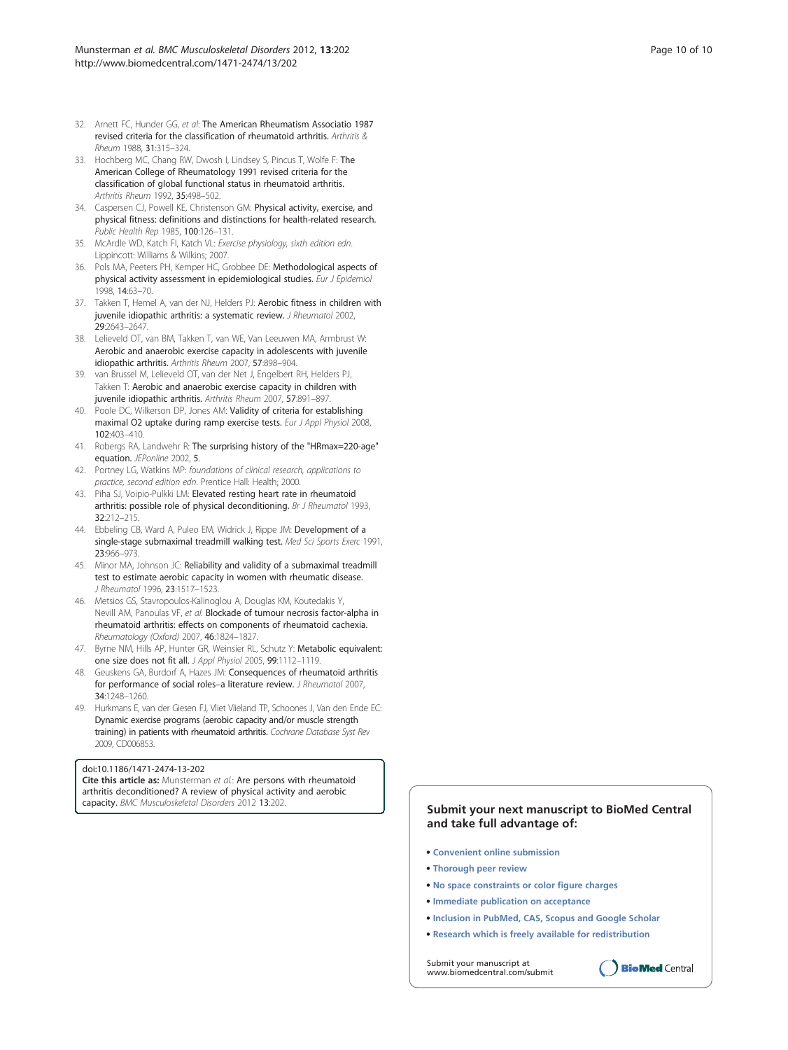32. Arnett FC, Hunder GG, *et al*: **The American Rheumatism Associatio 1987 revised criteria for the classification of rheumatoid arthritis.** *Arthritis & Rheum* 1988, **31**:315–324.
33. Hochberg MC, Chang RW, Dwosh I, Lindsey S, Pincus T, Wolfe F: **The American College of Rheumatology 1991 revised criteria for the classification of global functional status in rheumatoid arthritis.** *Arthritis Rheum* 1992, **35**:498–502.
34. Caspersen CJ, Powell KE, Christenson GM: **Physical activity, exercise, and physical fitness: definitions and distinctions for health-related research.** *Public Health Rep* 1985, **100**:126–131.
35. McArdle WD, Katch FI, Katch VL: *Exercise physiology, sixth edition edn*. Lippincott: Williams & Wilkins; 2007.
36. Pols MA, Peeters PH, Kemper HC, Grobbee DE: **Methodological aspects of physical activity assessment in epidemiological studies.** *Eur J Epidemiol* 1998, **14**:63–70.
37. Takken T, Hemel A, van der NJ, Helders PJ: **Aerobic fitness in children with juvenile idiopathic arthritis: a systematic review.** *J Rheumatol* 2002, **29**:2643–2647.
38. Lelieveld OT, van BM, Takken T, van WE, Van Leeuwen MA, Armbrust W: **Aerobic and anaerobic exercise capacity in adolescents with juvenile idiopathic arthritis.** *Arthritis Rheum* 2007, **57**:898–904.
39. van Brussel M, Lelieveld OT, van der Net J, Engelbert RH, Helders PJ, Takken T: **Aerobic and anaerobic exercise capacity in children with juvenile idiopathic arthritis.** *Arthritis Rheum* 2007, **57**:891–897.
40. Poole DC, Wilkerson DP, Jones AM: **Validity of criteria for establishing maximal O2 uptake during ramp exercise tests.** *Eur J Appl Physiol* 2008, **102**:403–410.
41. Robergs RA, Landwehr R: **The surprising history of the "HRmax=220-age" equation.** *JEPonline* 2002, **5**.
42. Portney LG, Watkins MP: *foundations of clinical research, applications to practice, second edition edn*. Prentice Hall: Health; 2000.
43. Piha SJ, Voipio-Pulkki LM: **Elevated resting heart rate in rheumatoid arthritis: possible role of physical deconditioning.** *Br J Rheumatol* 1993, **32**:212–215.
44. Ebbeling CB, Ward A, Puleo EM, Widrick J, Rippe JM: **Development of a single-stage submaximal treadmill walking test.** *Med Sci Sports Exerc* 1991, **23**:966–973.
45. Minor MA, Johnson JC: **Reliability and validity of a submaximal treadmill test to estimate aerobic capacity in women with rheumatic disease.** *J Rheumatol* 1996, **23**:1517–1523.
46. Metsios GS, Stavropoulos-Kalinoglou A, Douglas KM, Koutedakis Y, Nevill AM, Panoulas VF, *et al*: **Blockade of tumour necrosis factor-alpha in rheumatoid arthritis: effects on components of rheumatoid cachexia.** *Rheumatology (Oxford)* 2007, **46**:1824–1827.
47. Byrne NM, Hills AP, Hunter GR, Weinsier RL, Schutz Y: **Metabolic equivalent: one size does not fit all.** *J Appl Physiol* 2005, **99**:1112–1119.
48. Geuskens GA, Burdorf A, Hazes JM: **Consequences of rheumatoid arthritis for performance of social roles–a literature review.** *J Rheumatol* 2007, **34**:1248–1260.
49. Hurkmans E, van der Giesen FJ, Vliet Vlieland TP, Schoones J, Van den Ende EC: **Dynamic exercise programs (aerobic capacity and/or muscle strength training) in patients with rheumatoid arthritis.** *Cochrane Database Syst Rev* 2009, CD006853.

doi:10.1186/1471-2474-13-202

**Cite this article as:** Munsterman *et al.*: Are persons with rheumatoid arthritis deconditioned? A review of physical activity and aerobic capacity. *BMC Musculoskeletal Disorders* 2012 **13**:202.

**Submit your next manuscript to BioMed Central and take full advantage of:**

- **Convenient online submission**
- **Thorough peer review**
- **No space constraints or color figure charges**
- **Immediate publication on acceptance**
- **Inclusion in PubMed, CAS, Scopus and Google Scholar**
- **Research which is freely available for redistribution**

Submit your manuscript at www.biomedcentral.com/submit

BioMed Central